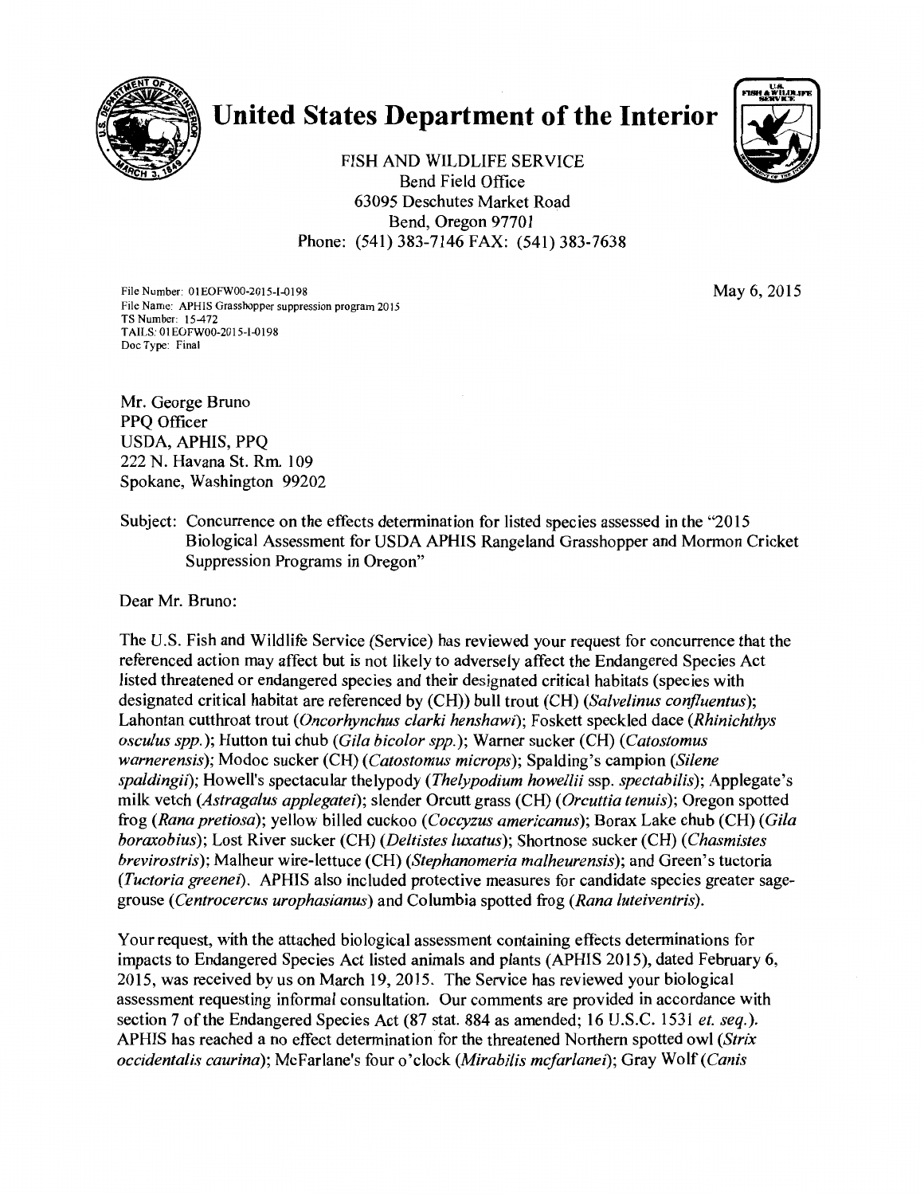# United States Department of the Interior

FISH AND WILDLIFE SERVICE
Bend Field Office
63095 Deschutes Market Road
Bend, Oregon 97701
Phone: (541) 383-7146 FAX: (541) 383-7638

File Number: 01EOFW00-2015-I-0198
File Name: APHIS Grasshopper suppression program 2015
TS Number: 15-472
TAILS: 01EOFW00-2015-I-0198
Doc Type: Final

May 6, 2015

Mr. George Bruno
PPQ Officer
USDA, APHIS, PPQ
222 N. Havana St. Rm. 109
Spokane, Washington 99202

Subject: Concurrence on the effects determination for listed species assessed in the "2015 Biological Assessment for USDA APHIS Rangeland Grasshopper and Mormon Cricket Suppression Programs in Oregon"

Dear Mr. Bruno:

The U.S. Fish and Wildlife Service (Service) has reviewed your request for concurrence that the referenced action may affect but is not likely to adversely affect the Endangered Species Act listed threatened or endangered species and their designated critical habitats (species with designated critical habitat are referenced by (CH)) bull trout (CH) (*Salvelinus confluentus*); Lahontan cutthroat trout (*Oncorhynchus clarki henshawi*); Foskett speckled dace (*Rhinichthys osculus spp.*); Hutton tui chub (*Gila bicolor spp.*); Warner sucker (CH) (*Catostomus warnerensis*); Modoc sucker (CH) (*Catostomus microps*); Spalding's campion (*Silene spaldingii*); Howell's spectacular thelypody (*Thelypodium howellii* ssp. *spectabilis*); Applegate's milk vetch (*Astragalus applegatei*); slender Orcutt grass (CH) (*Orcuttia tenuis*); Oregon spotted frog (*Rana pretiosa*); yellow billed cuckoo (*Coccyzus americanus*); Borax Lake chub (CH) (*Gila boraxobius*); Lost River sucker (CH) (*Deltistes luxatus*); Shortnose sucker (CH) (*Chasmistes brevirostris*); Malheur wire-lettuce (CH) (*Stephanomeria malheurensis*); and Green's tuctoria (*Tuctoria greenei*). APHIS also included protective measures for candidate species greater sage-grouse (*Centrocercus urophasianus*) and Columbia spotted frog (*Rana luteiventris*).

Your request, with the attached biological assessment containing effects determinations for impacts to Endangered Species Act listed animals and plants (APHIS 2015), dated February 6, 2015, was received by us on March 19, 2015. The Service has reviewed your biological assessment requesting informal consultation. Our comments are provided in accordance with section 7 of the Endangered Species Act (87 stat. 884 as amended; 16 U.S.C. 1531 *et. seq.*). APHIS has reached a no effect determination for the threatened Northern spotted owl (*Strix occidentalis caurina*); McFarlane's four o'clock (*Mirabilis mcfarlanei*); Gray Wolf (*Canis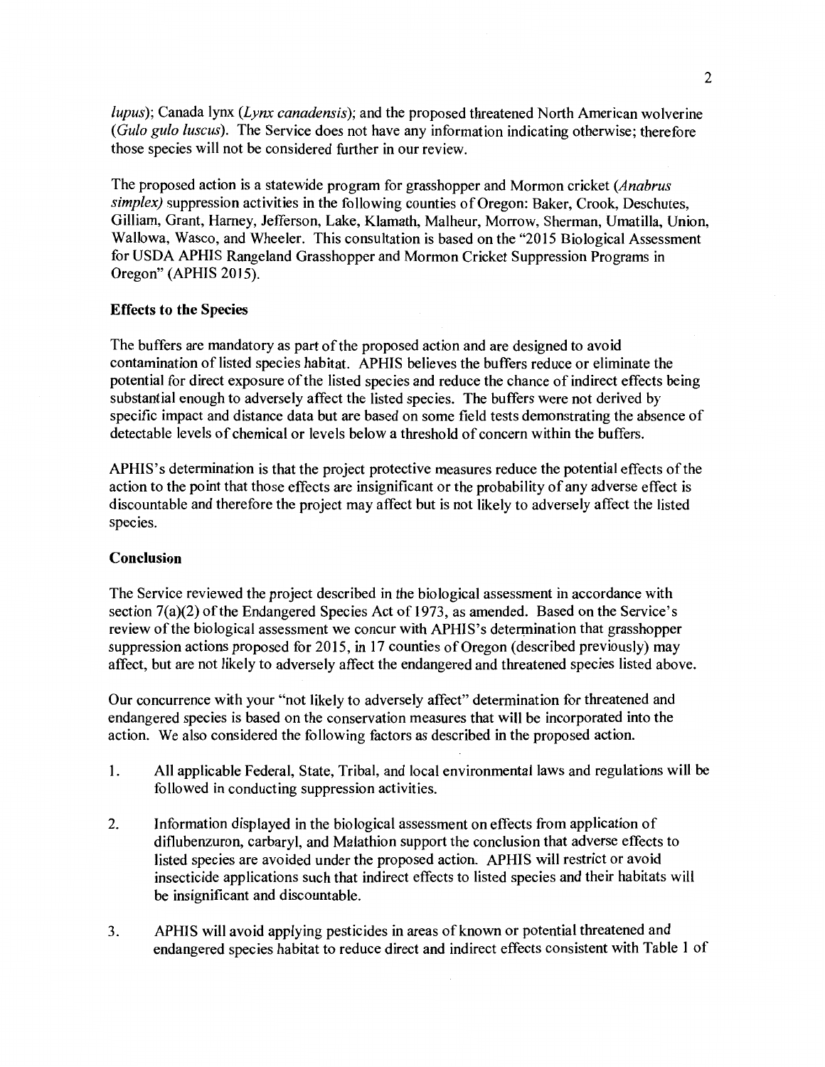*lupus*); Canada lynx (*Lynx canadensis*); and the proposed threatened North American wolverine (*Gulo gulo luscus*). The Service does not have any information indicating otherwise; therefore those species will not be considered further in our review.

The proposed action is a statewide program for grasshopper and Mormon cricket (*Anabrus simplex)* suppression activities in the following counties of Oregon: Baker, Crook, Deschutes, Gilliam, Grant, Harney, Jefferson, Lake, Klamath, Malheur, Morrow, Sherman, Umatilla, Union, Wallowa, Wasco, and Wheeler. This consultation is based on the "2015 Biological Assessment for USDA APHIS Rangeland Grasshopper and Mormon Cricket Suppression Programs in Oregon" (APHIS 2015).

**Effects to the Species**

The buffers are mandatory as part of the proposed action and are designed to avoid contamination of listed species habitat. APHIS believes the buffers reduce or eliminate the potential for direct exposure of the listed species and reduce the chance of indirect effects being substantial enough to adversely affect the listed species. The buffers were not derived by specific impact and distance data but are based on some field tests demonstrating the absence of detectable levels of chemical or levels below a threshold of concern within the buffers.

APHIS's determination is that the project protective measures reduce the potential effects of the action to the point that those effects are insignificant or the probability of any adverse effect is discountable and therefore the project may affect but is not likely to adversely affect the listed species.

**Conclusion**

The Service reviewed the project described in the biological assessment in accordance with section 7(a)(2) of the Endangered Species Act of 1973, as amended. Based on the Service's review of the biological assessment we concur with APHIS's determination that grasshopper suppression actions proposed for 2015, in 17 counties of Oregon (described previously) may affect, but are not likely to adversely affect the endangered and threatened species listed above.

Our concurrence with your "not likely to adversely affect" determination for threatened and endangered species is based on the conservation measures that will be incorporated into the action. We also considered the following factors as described in the proposed action.

1. All applicable Federal, State, Tribal, and local environmental laws and regulations will be followed in conducting suppression activities.

2. Information displayed in the biological assessment on effects from application of diflubenzuron, carbaryl, and Malathion support the conclusion that adverse effects to listed species are avoided under the proposed action. APHIS will restrict or avoid insecticide applications such that indirect effects to listed species and their habitats will be insignificant and discountable.

3. APHIS will avoid applying pesticides in areas of known or potential threatened and endangered species habitat to reduce direct and indirect effects consistent with Table 1 of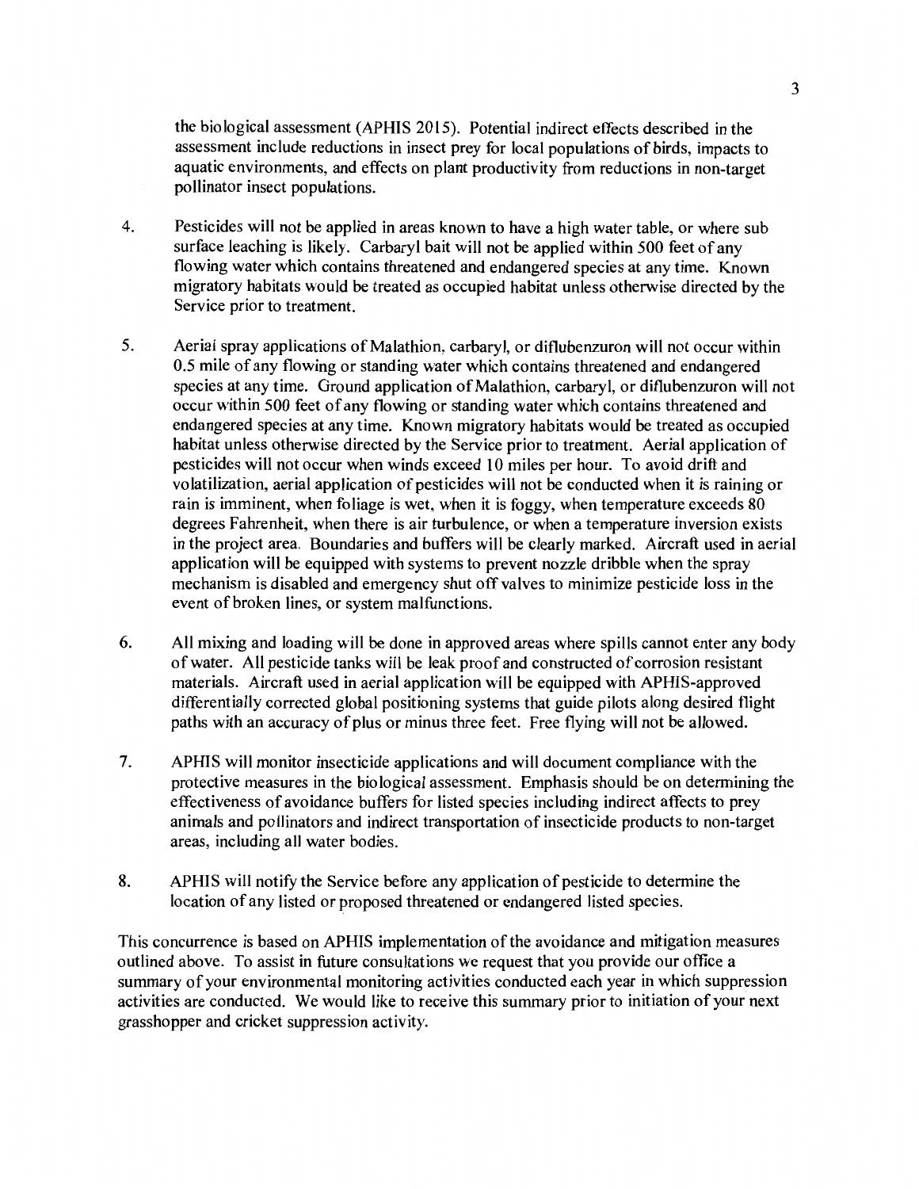the biological assessment (APHIS 2015). Potential indirect effects described in the assessment include reductions in insect prey for local populations of birds, impacts to aquatic environments, and effects on plant productivity from reductions in non-target pollinator insect populations.

4. Pesticides will not be applied in areas known to have a high water table, or where sub surface leaching is likely. Carbaryl bait will not be applied within 500 feet of any flowing water which contains threatened and endangered species at any time. Known migratory habitats would be treated as occupied habitat unless otherwise directed by the Service prior to treatment.

5. Aerial spray applications of Malathion, carbaryl, or diflubenzuron will not occur within 0.5 mile of any flowing or standing water which contains threatened and endangered species at any time. Ground application of Malathion, carbaryl, or diflubenzuron will not occur within 500 feet of any flowing or standing water which contains threatened and endangered species at any time. Known migratory habitats would be treated as occupied habitat unless otherwise directed by the Service prior to treatment. Aerial application of pesticides will not occur when winds exceed 10 miles per hour. To avoid drift and volatilization, aerial application of pesticides will not be conducted when it is raining or rain is imminent, when foliage is wet, when it is foggy, when temperature exceeds 80 degrees Fahrenheit, when there is air turbulence, or when a temperature inversion exists in the project area. Boundaries and buffers will be clearly marked. Aircraft used in aerial application will be equipped with systems to prevent nozzle dribble when the spray mechanism is disabled and emergency shut off valves to minimize pesticide loss in the event of broken lines, or system malfunctions.

6. All mixing and loading will be done in approved areas where spills cannot enter any body of water. All pesticide tanks will be leak proof and constructed of corrosion resistant materials. Aircraft used in aerial application will be equipped with APHIS-approved differentially corrected global positioning systems that guide pilots along desired flight paths with an accuracy of plus or minus three feet. Free flying will not be allowed.

7. APHIS will monitor insecticide applications and will document compliance with the protective measures in the biological assessment. Emphasis should be on determining the effectiveness of avoidance buffers for listed species including indirect affects to prey animals and pollinators and indirect transportation of insecticide products to non-target areas, including all water bodies.

8. APHIS will notify the Service before any application of pesticide to determine the location of any listed or proposed threatened or endangered listed species.

This concurrence is based on APHIS implementation of the avoidance and mitigation measures outlined above. To assist in future consultations we request that you provide our office a summary of your environmental monitoring activities conducted each year in which suppression activities are conducted. We would like to receive this summary prior to initiation of your next grasshopper and cricket suppression activity.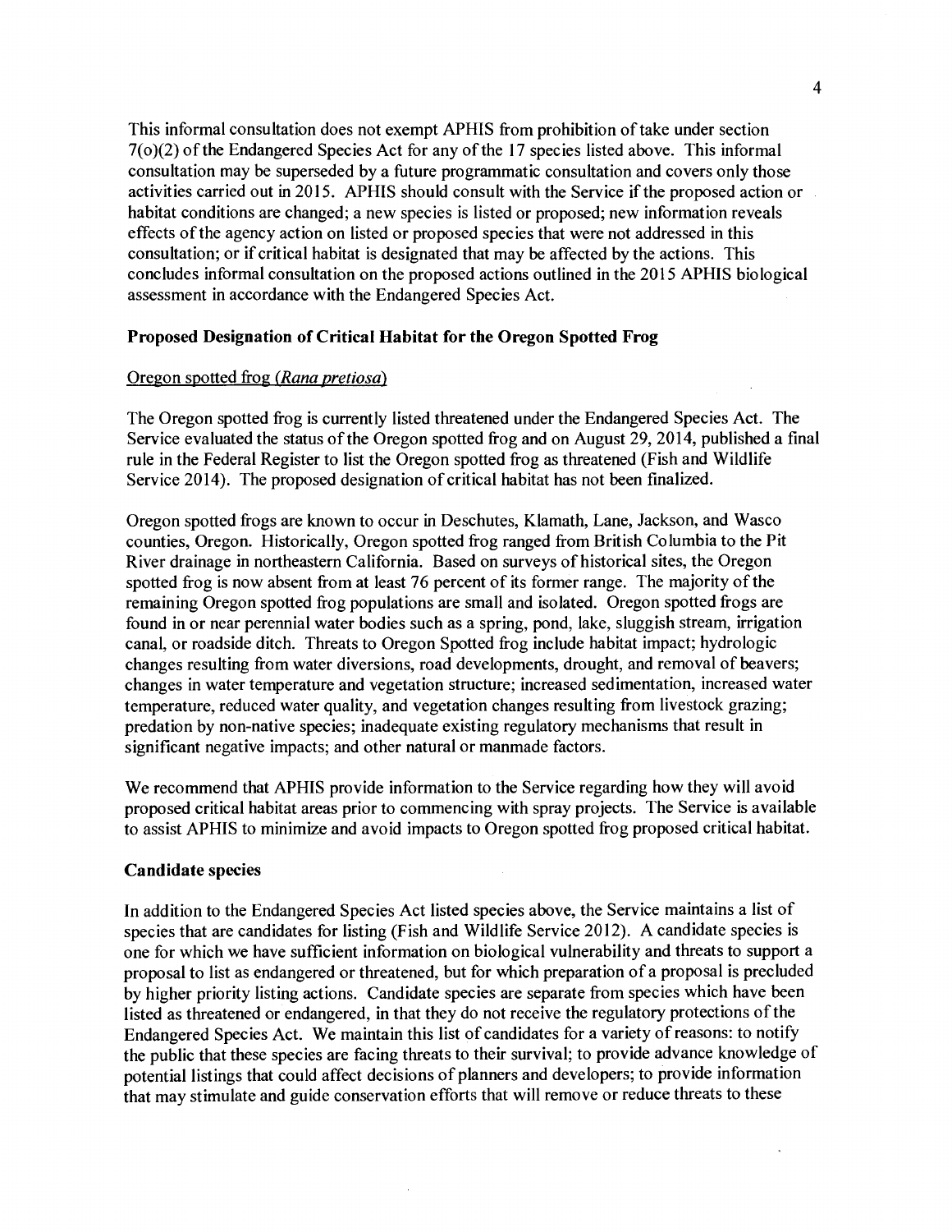This informal consultation does not exempt APHIS from prohibition of take under section 7(o)(2) of the Endangered Species Act for any of the 17 species listed above. This informal consultation may be superseded by a future programmatic consultation and covers only those activities carried out in 2015. APHIS should consult with the Service if the proposed action or habitat conditions are changed; a new species is listed or proposed; new information reveals effects of the agency action on listed or proposed species that were not addressed in this consultation; or if critical habitat is designated that may be affected by the actions. This concludes informal consultation on the proposed actions outlined in the 2015 APHIS biological assessment in accordance with the Endangered Species Act.

**Proposed Designation of Critical Habitat for the Oregon Spotted Frog**

Oregon spotted frog (*Rana pretiosa*)

The Oregon spotted frog is currently listed threatened under the Endangered Species Act. The Service evaluated the status of the Oregon spotted frog and on August 29, 2014, published a final rule in the Federal Register to list the Oregon spotted frog as threatened (Fish and Wildlife Service 2014). The proposed designation of critical habitat has not been finalized.

Oregon spotted frogs are known to occur in Deschutes, Klamath, Lane, Jackson, and Wasco counties, Oregon. Historically, Oregon spotted frog ranged from British Columbia to the Pit River drainage in northeastern California. Based on surveys of historical sites, the Oregon spotted frog is now absent from at least 76 percent of its former range. The majority of the remaining Oregon spotted frog populations are small and isolated. Oregon spotted frogs are found in or near perennial water bodies such as a spring, pond, lake, sluggish stream, irrigation canal, or roadside ditch. Threats to Oregon Spotted frog include habitat impact; hydrologic changes resulting from water diversions, road developments, drought, and removal of beavers; changes in water temperature and vegetation structure; increased sedimentation, increased water temperature, reduced water quality, and vegetation changes resulting from livestock grazing; predation by non-native species; inadequate existing regulatory mechanisms that result in significant negative impacts; and other natural or manmade factors.

We recommend that APHIS provide information to the Service regarding how they will avoid proposed critical habitat areas prior to commencing with spray projects. The Service is available to assist APHIS to minimize and avoid impacts to Oregon spotted frog proposed critical habitat.

**Candidate species**

In addition to the Endangered Species Act listed species above, the Service maintains a list of species that are candidates for listing (Fish and Wildlife Service 2012). A candidate species is one for which we have sufficient information on biological vulnerability and threats to support a proposal to list as endangered or threatened, but for which preparation of a proposal is precluded by higher priority listing actions. Candidate species are separate from species which have been listed as threatened or endangered, in that they do not receive the regulatory protections of the Endangered Species Act. We maintain this list of candidates for a variety of reasons: to notify the public that these species are facing threats to their survival; to provide advance knowledge of potential listings that could affect decisions of planners and developers; to provide information that may stimulate and guide conservation efforts that will remove or reduce threats to these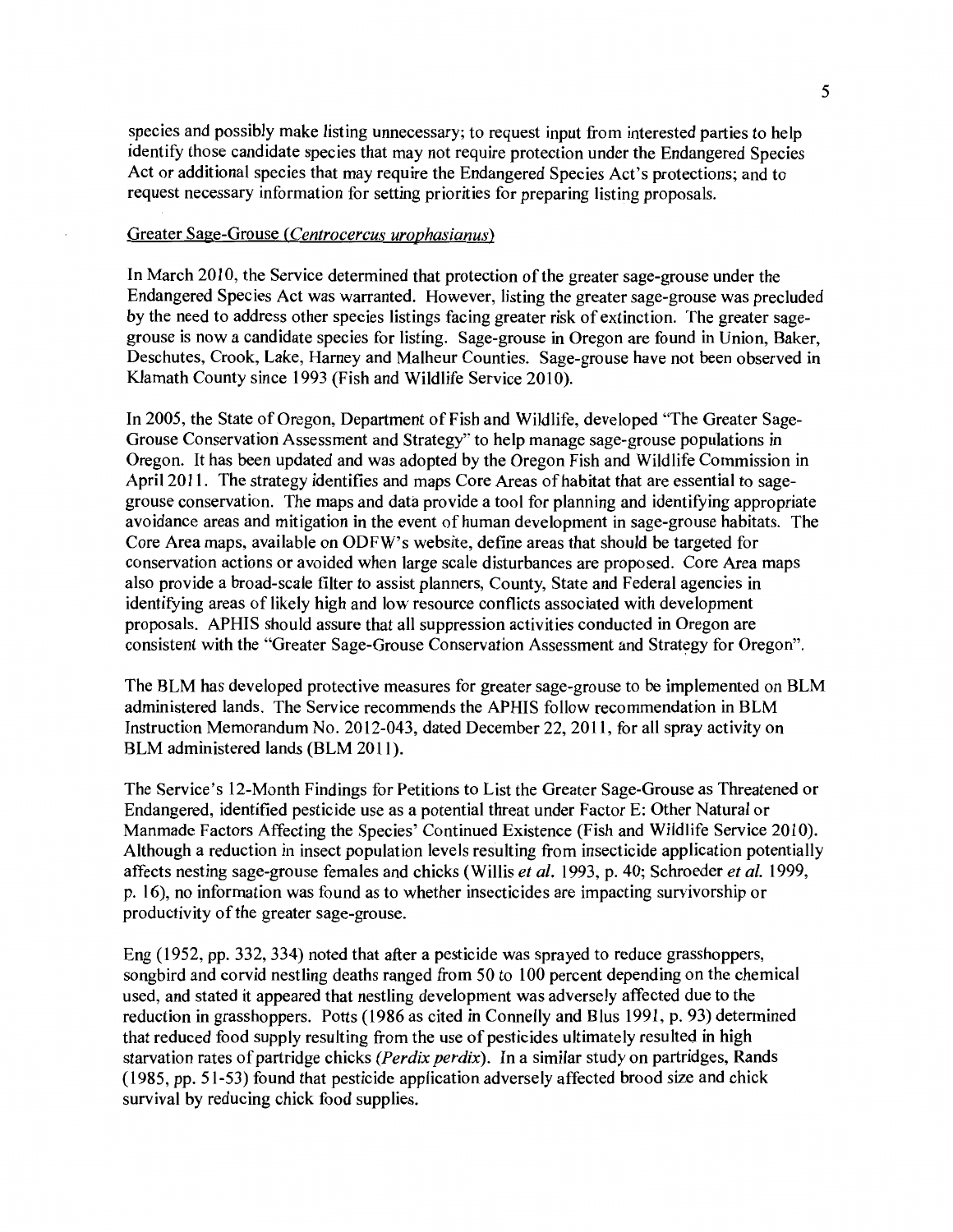species and possibly make listing unnecessary; to request input from interested parties to help identify those candidate species that may not require protection under the Endangered Species Act or additional species that may require the Endangered Species Act's protections; and to request necessary information for setting priorities for preparing listing proposals.

Greater Sage-Grouse (*Centrocercus urophasianus*)

In March 2010, the Service determined that protection of the greater sage-grouse under the Endangered Species Act was warranted. However, listing the greater sage-grouse was precluded by the need to address other species listings facing greater risk of extinction. The greater sage-grouse is now a candidate species for listing. Sage-grouse in Oregon are found in Union, Baker, Deschutes, Crook, Lake, Harney and Malheur Counties. Sage-grouse have not been observed in Klamath County since 1993 (Fish and Wildlife Service 2010).

In 2005, the State of Oregon, Department of Fish and Wildlife, developed "The Greater Sage-Grouse Conservation Assessment and Strategy" to help manage sage-grouse populations in Oregon. It has been updated and was adopted by the Oregon Fish and Wildlife Commission in April 2011. The strategy identifies and maps Core Areas of habitat that are essential to sage-grouse conservation. The maps and data provide a tool for planning and identifying appropriate avoidance areas and mitigation in the event of human development in sage-grouse habitats. The Core Area maps, available on ODFW's website, define areas that should be targeted for conservation actions or avoided when large scale disturbances are proposed. Core Area maps also provide a broad-scale filter to assist planners, County, State and Federal agencies in identifying areas of likely high and low resource conflicts associated with development proposals. APHIS should assure that all suppression activities conducted in Oregon are consistent with the "Greater Sage-Grouse Conservation Assessment and Strategy for Oregon".

The BLM has developed protective measures for greater sage-grouse to be implemented on BLM administered lands. The Service recommends the APHIS follow recommendation in BLM Instruction Memorandum No. 2012-043, dated December 22, 2011, for all spray activity on BLM administered lands (BLM 2011).

The Service's 12-Month Findings for Petitions to List the Greater Sage-Grouse as Threatened or Endangered, identified pesticide use as a potential threat under Factor E: Other Natural or Manmade Factors Affecting the Species' Continued Existence (Fish and Wildlife Service 2010). Although a reduction in insect population levels resulting from insecticide application potentially affects nesting sage-grouse females and chicks (Willis *et al.* 1993, p. 40; Schroeder *et al.* 1999, p. 16), no information was found as to whether insecticides are impacting survivorship or productivity of the greater sage-grouse.

Eng (1952, pp. 332, 334) noted that after a pesticide was sprayed to reduce grasshoppers, songbird and corvid nestling deaths ranged from 50 to 100 percent depending on the chemical used, and stated it appeared that nestling development was adversely affected due to the reduction in grasshoppers. Potts (1986 as cited in Connelly and Blus 1991, p. 93) determined that reduced food supply resulting from the use of pesticides ultimately resulted in high starvation rates of partridge chicks (*Perdix perdix*). In a similar study on partridges, Rands (1985, pp. 51-53) found that pesticide application adversely affected brood size and chick survival by reducing chick food supplies.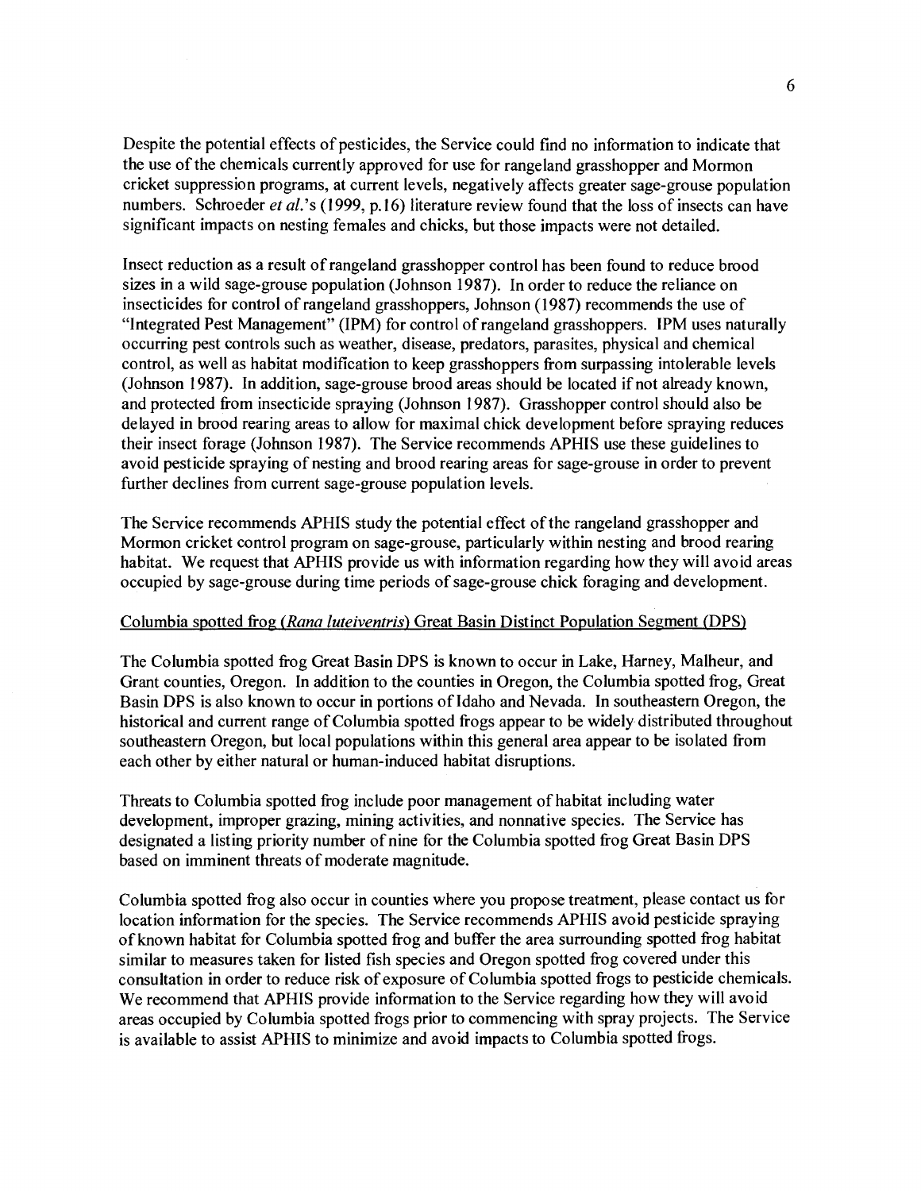Despite the potential effects of pesticides, the Service could find no information to indicate that the use of the chemicals currently approved for use for rangeland grasshopper and Mormon cricket suppression programs, at current levels, negatively affects greater sage-grouse population numbers. Schroeder *et al.*'s (1999, p.16) literature review found that the loss of insects can have significant impacts on nesting females and chicks, but those impacts were not detailed.

Insect reduction as a result of rangeland grasshopper control has been found to reduce brood sizes in a wild sage-grouse population (Johnson 1987). In order to reduce the reliance on insecticides for control of rangeland grasshoppers, Johnson (1987) recommends the use of "Integrated Pest Management" (IPM) for control of rangeland grasshoppers. IPM uses naturally occurring pest controls such as weather, disease, predators, parasites, physical and chemical control, as well as habitat modification to keep grasshoppers from surpassing intolerable levels (Johnson 1987). In addition, sage-grouse brood areas should be located if not already known, and protected from insecticide spraying (Johnson 1987). Grasshopper control should also be delayed in brood rearing areas to allow for maximal chick development before spraying reduces their insect forage (Johnson 1987). The Service recommends APHIS use these guidelines to avoid pesticide spraying of nesting and brood rearing areas for sage-grouse in order to prevent further declines from current sage-grouse population levels.

The Service recommends APHIS study the potential effect of the rangeland grasshopper and Mormon cricket control program on sage-grouse, particularly within nesting and brood rearing habitat. We request that APHIS provide us with information regarding how they will avoid areas occupied by sage-grouse during time periods of sage-grouse chick foraging and development.

<u>Columbia spotted frog (*Rana luteiventris*) Great Basin Distinct Population Segment (DPS)</u>

The Columbia spotted frog Great Basin DPS is known to occur in Lake, Harney, Malheur, and Grant counties, Oregon. In addition to the counties in Oregon, the Columbia spotted frog, Great Basin DPS is also known to occur in portions of Idaho and Nevada. In southeastern Oregon, the historical and current range of Columbia spotted frogs appear to be widely distributed throughout southeastern Oregon, but local populations within this general area appear to be isolated from each other by either natural or human-induced habitat disruptions.

Threats to Columbia spotted frog include poor management of habitat including water development, improper grazing, mining activities, and nonnative species. The Service has designated a listing priority number of nine for the Columbia spotted frog Great Basin DPS based on imminent threats of moderate magnitude.

Columbia spotted frog also occur in counties where you propose treatment, please contact us for location information for the species. The Service recommends APHIS avoid pesticide spraying of known habitat for Columbia spotted frog and buffer the area surrounding spotted frog habitat similar to measures taken for listed fish species and Oregon spotted frog covered under this consultation in order to reduce risk of exposure of Columbia spotted frogs to pesticide chemicals. We recommend that APHIS provide information to the Service regarding how they will avoid areas occupied by Columbia spotted frogs prior to commencing with spray projects. The Service is available to assist APHIS to minimize and avoid impacts to Columbia spotted frogs.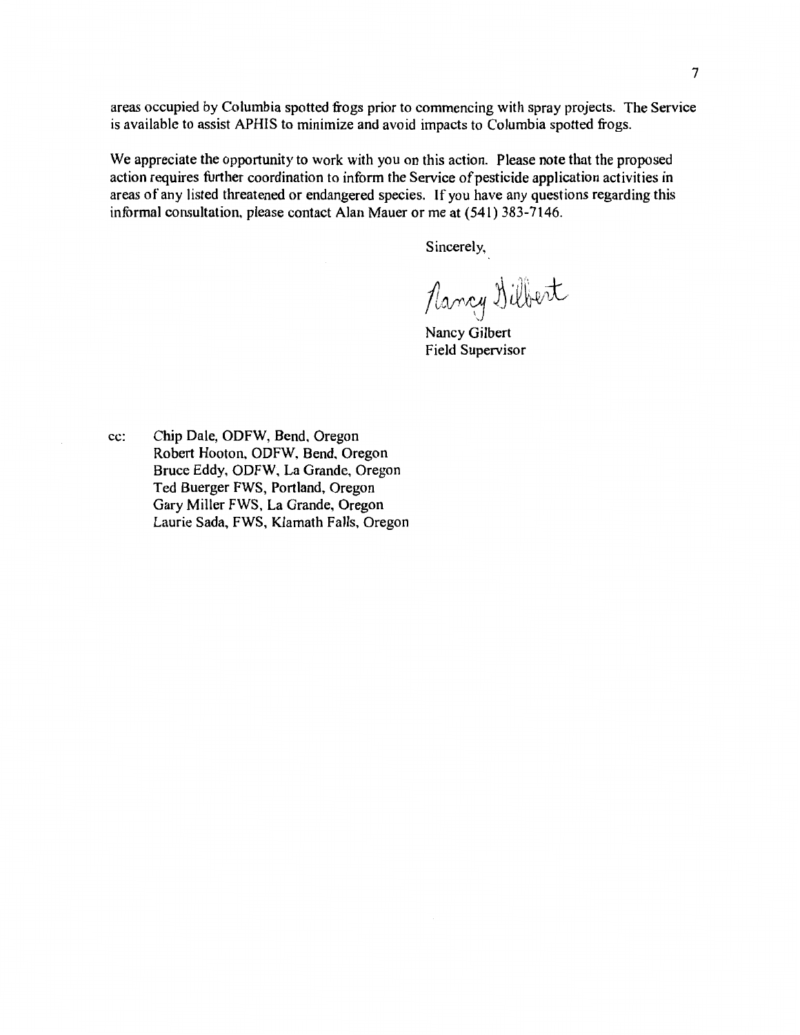areas occupied by Columbia spotted frogs prior to commencing with spray projects. The Service is available to assist APHIS to minimize and avoid impacts to Columbia spotted frogs.

We appreciate the opportunity to work with you on this action. Please note that the proposed action requires further coordination to inform the Service of pesticide application activities in areas of any listed threatened or endangered species. If you have any questions regarding this informal consultation, please contact Alan Mauer or me at (541) 383-7146.

Sincerely,

Nancy Gilbert

Nancy Gilbert
Field Supervisor

cc: Chip Dale, ODFW, Bend, Oregon
Robert Hooton, ODFW, Bend, Oregon
Bruce Eddy, ODFW, La Grande, Oregon
Ted Buerger FWS, Portland, Oregon
Gary Miller FWS, La Grande, Oregon
Laurie Sada, FWS, Klamath Falls, Oregon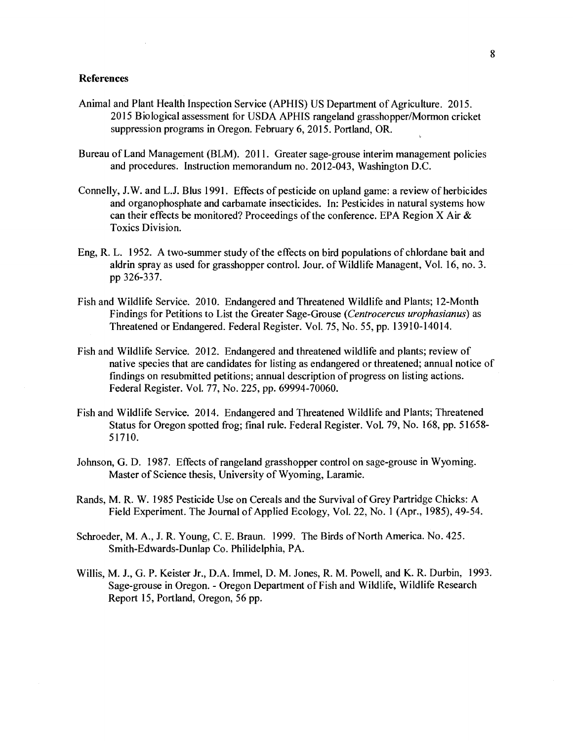## References

Animal and Plant Health Inspection Service (APHIS) US Department of Agriculture. 2015. 2015 Biological assessment for USDA APHIS rangeland grasshopper/Mormon cricket suppression programs in Oregon. February 6, 2015. Portland, OR.

Bureau of Land Management (BLM). 2011. Greater sage-grouse interim management policies and procedures. Instruction memorandum no. 2012-043, Washington D.C.

Connelly, J.W. and L.J. Blus 1991. Effects of pesticide on upland game: a review of herbicides and organophosphate and carbamate insecticides. In: Pesticides in natural systems how can their effects be monitored? Proceedings of the conference. EPA Region X Air & Toxics Division.

Eng, R. L. 1952. A two-summer study of the effects on bird populations of chlordane bait and aldrin spray as used for grasshopper control. Jour. of Wildlife Managent, Vol. 16, no. 3. pp 326-337.

Fish and Wildlife Service. 2010. Endangered and Threatened Wildlife and Plants; 12-Month Findings for Petitions to List the Greater Sage-Grouse (*Centrocercus urophasianus*) as Threatened or Endangered. Federal Register. Vol. 75, No. 55, pp. 13910-14014.

Fish and Wildlife Service. 2012. Endangered and threatened wildlife and plants; review of native species that are candidates for listing as endangered or threatened; annual notice of findings on resubmitted petitions; annual description of progress on listing actions. Federal Register. Vol. 77, No. 225, pp. 69994-70060.

Fish and Wildlife Service. 2014. Endangered and Threatened Wildlife and Plants; Threatened Status for Oregon spotted frog; final rule. Federal Register. Vol. 79, No. 168, pp. 51658-51710.

Johnson, G. D. 1987. Effects of rangeland grasshopper control on sage-grouse in Wyoming. Master of Science thesis, University of Wyoming, Laramie.

Rands, M. R. W. 1985 Pesticide Use on Cereals and the Survival of Grey Partridge Chicks: A Field Experiment. The Journal of Applied Ecology, Vol. 22, No. 1 (Apr., 1985), 49-54.

Schroeder, M. A., J. R. Young, C. E. Braun. 1999. The Birds of North America. No. 425. Smith-Edwards-Dunlap Co. Philidelphia, PA.

Willis, M. J., G. P. Keister Jr., D.A. Immel, D. M. Jones, R. M. Powell, and K. R. Durbin, 1993. Sage-grouse in Oregon. - Oregon Department of Fish and Wildlife, Wildlife Research Report 15, Portland, Oregon, 56 pp.